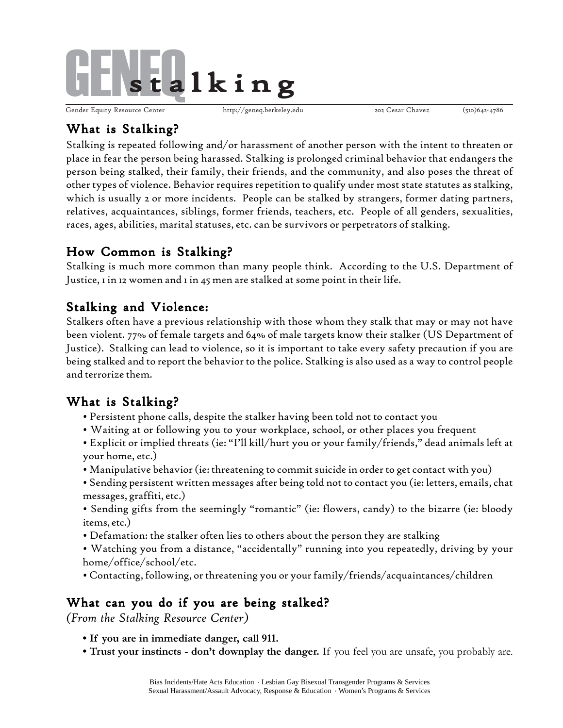# GENEQ stalking

Gender Equity Resource Center http://geneq.berkeley.edu 202 Cesar Chavez (510)642-4786

## What is Stalking?

Stalking is repeated following and/or harassment of another person with the intent to threaten or place in fear the person being harassed. Stalking is prolonged criminal behavior that endangers the person being stalked, their family, their friends, and the community, and also poses the threat of other types of violence. Behavior requires repetition to qualify under most state statutes as stalking, which is usually 2 or more incidents. People can be stalked by strangers, former dating partners, relatives, acquaintances, siblings, former friends, teachers, etc. People of all genders, sexualities, races, ages, abilities, marital statuses, etc. can be survivors or perpetrators of stalking.

## How Common is Stalking?

Stalking is much more common than many people think. According to the U.S. Department of Justice, 1 in 12 women and 1 in 45 men are stalked at some point in their life.

## Stalking and Violence:

Stalkers often have a previous relationship with those whom they stalk that may or may not have been violent. 77% of female targets and 64% of male targets know their stalker (US Department of Justice). Stalking can lead to violence, so it is important to take every safety precaution if you are being stalked and to report the behavior to the police. Stalking is also used as a way to control people and terrorize them.

## What is Stalking?

- Persistent phone calls, despite the stalker having been told not to contact you
- Waiting at or following you to your workplace, school, or other places you frequent
- Explicit or implied threats (ie: "I'll kill/hurt you or your family/friends," dead animals left at your home, etc.)
- Manipulative behavior (ie: threatening to commit suicide in order to get contact with you)
- Sending persistent written messages after being told not to contact you (ie: letters, emails, chat messages, graffiti, etc.)
- Sending gifts from the seemingly "romantic" (ie: flowers, candy) to the bizarre (ie: bloody items, etc.)
- Defamation: the stalker often lies to others about the person they are stalking
- Watching you from a distance, "accidentally" running into you repeatedly, driving by your home/office/school/etc.
- Contacting, following, or threatening you or your family/friends/acquaintances/children

## What can you do if you are being stalked?

*(From the Stalking Resource Center)*

- **If you are in immediate danger, call 911.**
- **Trust your instincts - don't downplay the danger.** If you feel you are unsafe, you probably are.

Bias Incidents/Hate Acts Education · Lesbian Gay Bisexual Transgender Programs & Services
Sexual Harassment/Assault Advocacy, Response & Education · Women's Programs & Services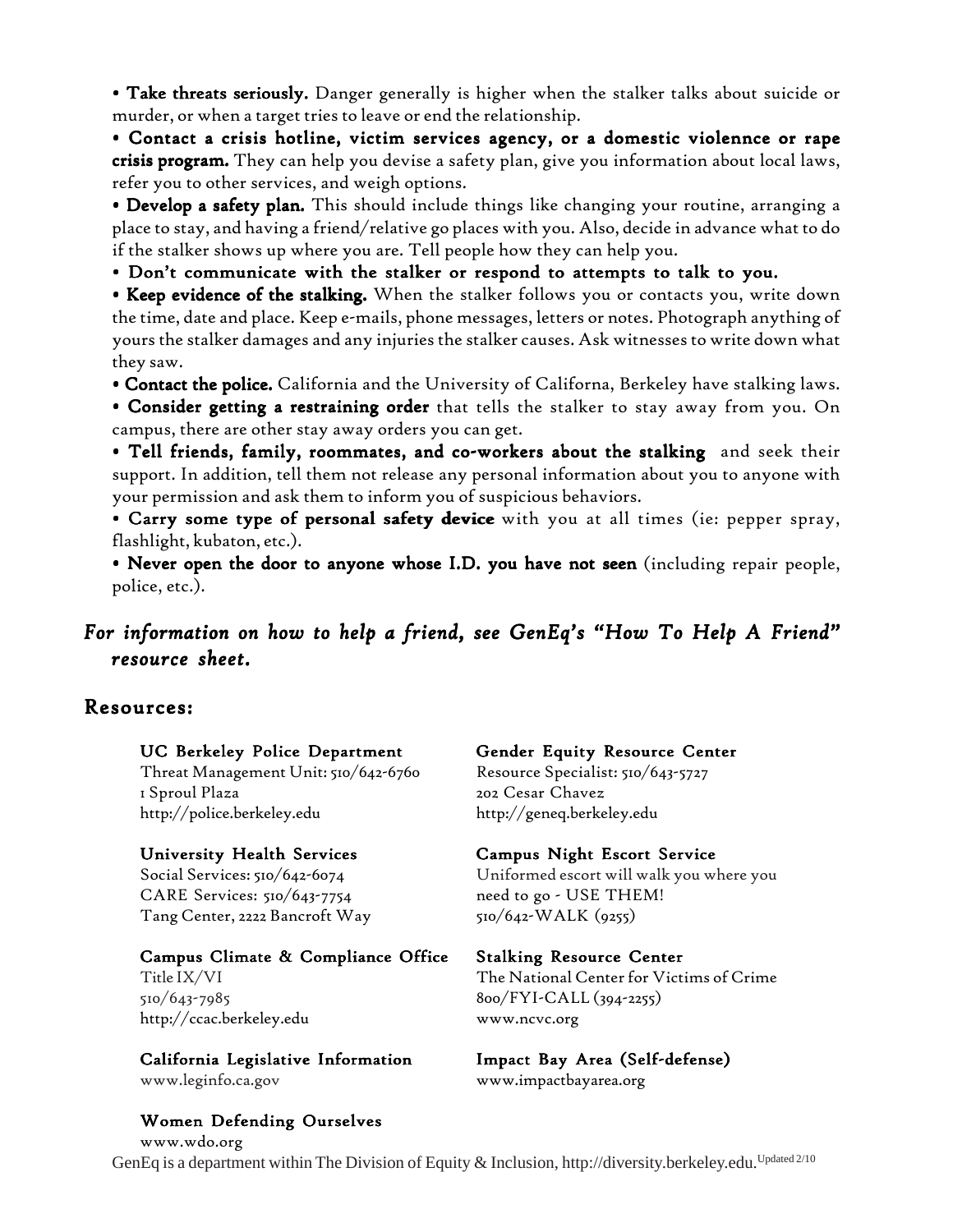- **Take threats seriously.** Danger generally is higher when the stalker talks about suicide or murder, or when a target tries to leave or end the relationship.
- **Contact a crisis hotline, victim services agency, or a domestic violennce or rape crisis program.** They can help you devise a safety plan, give you information about local laws, refer you to other services, and weigh options.
- **Develop a safety plan.** This should include things like changing your routine, arranging a place to stay, and having a friend/relative go places with you. Also, decide in advance what to do if the stalker shows up where you are. Tell people how they can help you.
- **Don't communicate with the stalker or respond to attempts to talk to you.**
- **Keep evidence of the stalking.** When the stalker follows you or contacts you, write down the time, date and place. Keep e-mails, phone messages, letters or notes. Photograph anything of yours the stalker damages and any injuries the stalker causes. Ask witnesses to write down what they saw.
- **Contact the police.** California and the University of Californa, Berkeley have stalking laws.
- **Consider getting a restraining order** that tells the stalker to stay away from you. On campus, there are other stay away orders you can get.
- **Tell friends, family, roommates, and co-workers about the stalking** and seek their support. In addition, tell them not release any personal information about you to anyone with your permission and ask them to inform you of suspicious behaviors.
- **Carry some type of personal safety device** with you at all times (ie: pepper spray, flashlight, kubaton, etc.).
- **Never open the door to anyone whose I.D. you have not seen** (including repair people, police, etc.).

***For information on how to help a friend, see GenEq's "How To Help A Friend" resource sheet.***

## Resources:

**UC Berkeley Police Department**
Threat Management Unit: 510/642-6760
1 Sproul Plaza
http://police.berkeley.edu

**Gender Equity Resource Center**
Resource Specialist: 510/643-5727
202 Cesar Chavez
http://geneq.berkeley.edu

**University Health Services**
Social Services: 510/642-6074
CARE Services: 510/643-7754
Tang Center, 2222 Bancroft Way

**Campus Night Escort Service**
Uniformed escort will walk you where you need to go - USE THEM!
510/642-WALK (9255)

**Campus Climate & Compliance Office**
Title IX/VI
510/643-7985
http://ccac.berkeley.edu

**Stalking Resource Center**
The National Center for Victims of Crime
800/FYI-CALL (394-2255)
www.ncvc.org

**California Legislative Information**
www.leginfo.ca.gov

**Impact Bay Area (Self-defense)**
www.impactbayarea.org

**Women Defending Ourselves**
www.wdo.org

GenEq is a department within The Division of Equity & Inclusion, http://diversity.berkeley.edu. Updated 2/10